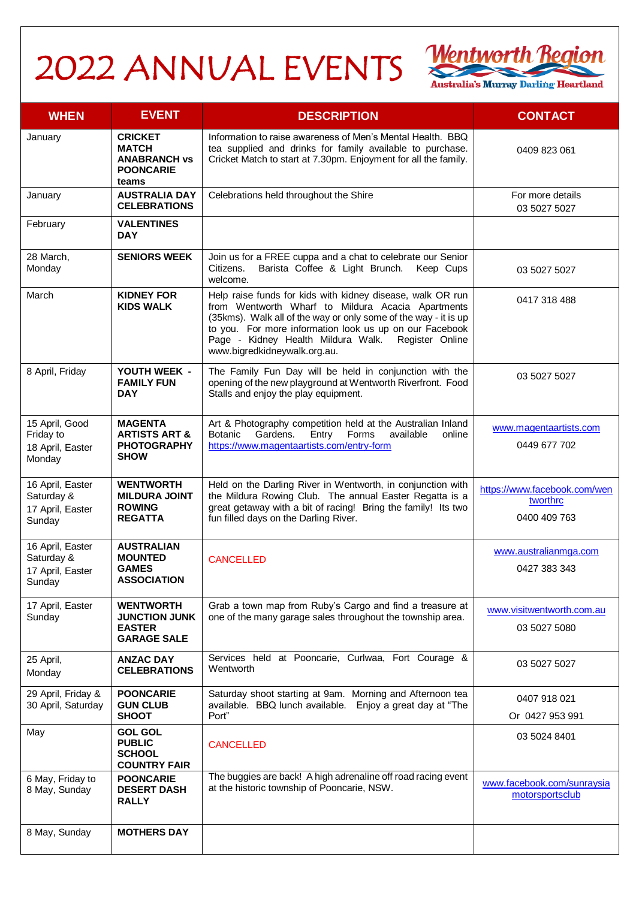# 2022 ANNUAL EVENTS

Wentworth Region
Australia's Murray Darling Heartland

| WHEN | EVENT | DESCRIPTION | CONTACT |
|---|---|---|---|
| January | **CRICKET MATCH ANABRANCH vs POONCARIE teams** | Information to raise awareness of Men's Mental Health. BBQ tea supplied and drinks for family available to purchase. Cricket Match to start at 7.30pm. Enjoyment for all the family. | 0409 823 061 |
| January | **AUSTRALIA DAY CELEBRATIONS** | Celebrations held throughout the Shire | For more details 03 5027 5027 |
| February | **VALENTINES DAY** | | |
| 28 March, Monday | **SENIORS WEEK** | Join us for a FREE cuppa and a chat to celebrate our Senior Citizens. Barista Coffee & Light Brunch. Keep Cups welcome. | 03 5027 5027 |
| March | **KIDNEY FOR KIDS WALK** | Help raise funds for kids with kidney disease, walk OR run from Wentworth Wharf to Mildura Acacia Apartments (35kms). Walk all of the way or only some of the way - it is up to you. For more information look us up on our Facebook Page - Kidney Health Mildura Walk. Register Online www.bigredkidneywalk.org.au. | 0417 318 488 |
| 8 April, Friday | **YOUTH WEEK - FAMILY FUN DAY** | The Family Fun Day will be held in conjunction with the opening of the new playground at Wentworth Riverfront. Food Stalls and enjoy the play equipment. | 03 5027 5027 |
| 15 April, Good Friday to 18 April, Easter Monday | **MAGENTA ARTISTS ART & PHOTOGRAPHY SHOW** | Art & Photography competition held at the Australian Inland Botanic Gardens. Entry Forms available online https://www.magentaartists.com/entry-form | www.magentaartists.com 0449 677 702 |
| 16 April, Easter Saturday & 17 April, Easter Sunday | **WENTWORTH MILDURA JOINT ROWING REGATTA** | Held on the Darling River in Wentworth, in conjunction with the Mildura Rowing Club. The annual Easter Regatta is a great getaway with a bit of racing! Bring the family! Its two fun filled days on the Darling River. | https://www.facebook.com/wentworthrc 0400 409 763 |
| 16 April, Easter Saturday & 17 April, Easter Sunday | **AUSTRALIAN MOUNTED GAMES ASSOCIATION** | CANCELLED | www.australianmga.com 0427 383 343 |
| 17 April, Easter Sunday | **WENTWORTH JUNCTION JUNK EASTER GARAGE SALE** | Grab a town map from Ruby's Cargo and find a treasure at one of the many garage sales throughout the township area. | www.visitwentworth.com.au 03 5027 5080 |
| 25 April, Monday | **ANZAC DAY CELEBRATIONS** | Services held at Pooncarie, Curlwaa, Fort Courage & Wentworth | 03 5027 5027 |
| 29 April, Friday & 30 April, Saturday | **POONCARIE GUN CLUB SHOOT** | Saturday shoot starting at 9am. Morning and Afternoon tea available. BBQ lunch available. Enjoy a great day at "The Port" | 0407 918 021 Or 0427 953 991 |
| May | **GOL GOL PUBLIC SCHOOL COUNTRY FAIR** | CANCELLED | 03 5024 8401 |
| 6 May, Friday to 8 May, Sunday | **POONCARIE DESERT DASH RALLY** | The buggies are back! A high adrenaline off road racing event at the historic township of Pooncarie, NSW. | www.facebook.com/sunraysiamotorsportsclub |
| 8 May, Sunday | **MOTHERS DAY** | | |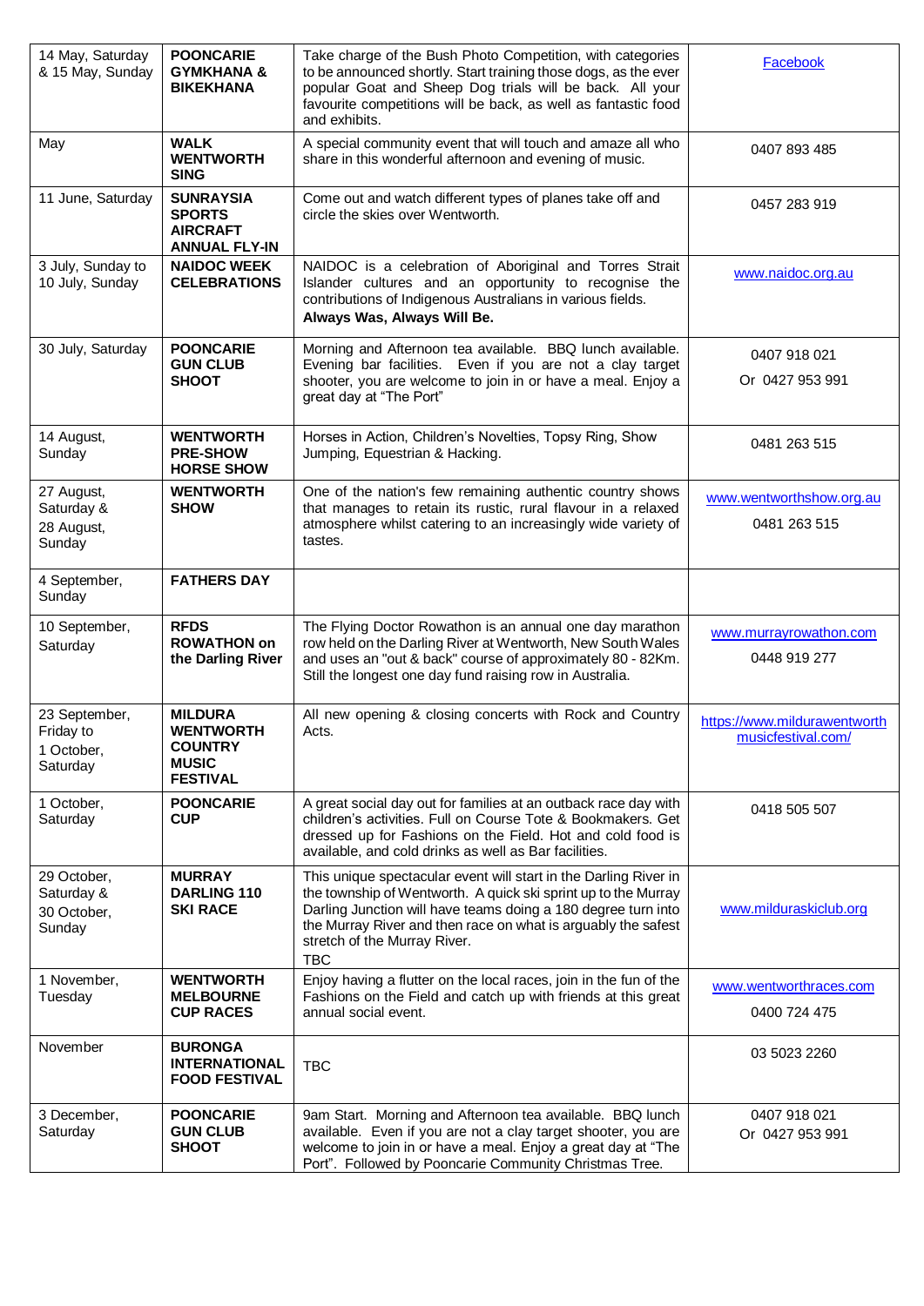| | | | |
|---|---|---|---|
| 14 May, Saturday & 15 May, Sunday | **POONCARIE GYMKHANA & BIKEKHANA** | Take charge of the Bush Photo Competition, with categories to be announced shortly. Start training those dogs, as the ever popular Goat and Sheep Dog trials will be back. All your favourite competitions will be back, as well as fantastic food and exhibits. | Facebook |
| May | **WALK WENTWORTH SING** | A special community event that will touch and amaze all who share in this wonderful afternoon and evening of music. | 0407 893 485 |
| 11 June, Saturday | **SUNRAYSIA SPORTS AIRCRAFT ANNUAL FLY-IN** | Come out and watch different types of planes take off and circle the skies over Wentworth. | 0457 283 919 |
| 3 July, Sunday to 10 July, Sunday | **NAIDOC WEEK CELEBRATIONS** | NAIDOC is a celebration of Aboriginal and Torres Strait Islander cultures and an opportunity to recognise the contributions of Indigenous Australians in various fields. **Always Was, Always Will Be.** | www.naidoc.org.au |
| 30 July, Saturday | **POONCARIE GUN CLUB SHOOT** | Morning and Afternoon tea available. BBQ lunch available. Evening bar facilities. Even if you are not a clay target shooter, you are welcome to join in or have a meal. Enjoy a great day at "The Port" | 0407 918 021 Or 0427 953 991 |
| 14 August, Sunday | **WENTWORTH PRE-SHOW HORSE SHOW** | Horses in Action, Children's Novelties, Topsy Ring, Show Jumping, Equestrian & Hacking. | 0481 263 515 |
| 27 August, Saturday & 28 August, Sunday | **WENTWORTH SHOW** | One of the nation's few remaining authentic country shows that manages to retain its rustic, rural flavour in a relaxed atmosphere whilst catering to an increasingly wide variety of tastes. | www.wentworthshow.org.au 0481 263 515 |
| 4 September, Sunday | **FATHERS DAY** | | |
| 10 September, Saturday | **RFDS ROWATHON on the Darling River** | The Flying Doctor Rowathon is an annual one day marathon row held on the Darling River at Wentworth, New South Wales and uses an "out & back" course of approximately 80 - 82Km. Still the longest one day fund raising row in Australia. | www.murrayrowathon.com 0448 919 277 |
| 23 September, Friday to 1 October, Saturday | **MILDURA WENTWORTH COUNTRY MUSIC FESTIVAL** | All new opening & closing concerts with Rock and Country Acts. | https://www.mildurawentworthmusicfestival.com/ |
| 1 October, Saturday | **POONCARIE CUP** | A great social day out for families at an outback race day with children's activities. Full on Course Tote & Bookmakers. Get dressed up for Fashions on the Field. Hot and cold food is available, and cold drinks as well as Bar facilities. | 0418 505 507 |
| 29 October, Saturday & 30 October, Sunday | **MURRAY DARLING 110 SKI RACE** | This unique spectacular event will start in the Darling River in the township of Wentworth. A quick ski sprint up to the Murray Darling Junction will have teams doing a 180 degree turn into the Murray River and then race on what is arguably the safest stretch of the Murray River. TBC | www.milduraskiclub.org |
| 1 November, Tuesday | **WENTWORTH MELBOURNE CUP RACES** | Enjoy having a flutter on the local races, join in the fun of the Fashions on the Field and catch up with friends at this great annual social event. | www.wentworthraces.com 0400 724 475 |
| November | **BURONGA INTERNATIONAL FOOD FESTIVAL** | TBC | 03 5023 2260 |
| 3 December, Saturday | **POONCARIE GUN CLUB SHOOT** | 9am Start. Morning and Afternoon tea available. BBQ lunch available. Even if you are not a clay target shooter, you are welcome to join in or have a meal. Enjoy a great day at "The Port". Followed by Pooncarie Community Christmas Tree. | 0407 918 021 Or 0427 953 991 |